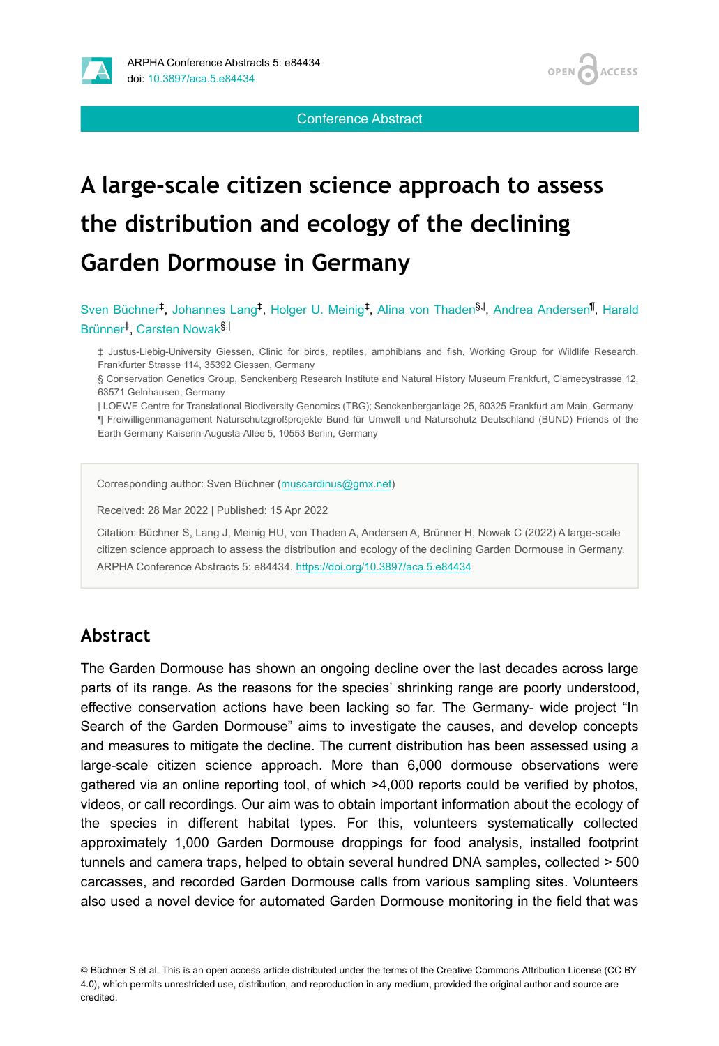Conference Abstract

# A large-scale citizen science approach to assess the distribution and ecology of the declining Garden Dormouse in Germany

Sven Büchner[‡], Johannes Lang[‡], Holger U. Meinig[‡], Alina von Thaden[§,|], Andrea Andersen[¶], Harald Brünner[‡], Carsten Nowak[§,|]

‡ Justus-Liebig-University Giessen, Clinic for birds, reptiles, amphibians and fish, Working Group for Wildlife Research, Frankfurter Strasse 114, 35392 Giessen, Germany

§ Conservation Genetics Group, Senckenberg Research Institute and Natural History Museum Frankfurt, Clamecystrasse 12, 63571 Gelnhausen, Germany

| LOEWE Centre for Translational Biodiversity Genomics (TBG); Senckenberganlage 25, 60325 Frankfurt am Main, Germany

¶ Freiwilligenmanagement Naturschutzgroßprojekte Bund für Umwelt und Naturschutz Deutschland (BUND) Friends of the Earth Germany Kaiserin-Augusta-Allee 5, 10553 Berlin, Germany

Corresponding author: Sven Büchner (muscardinus@gmx.net)

Received: 28 Mar 2022 | Published: 15 Apr 2022

Citation: Büchner S, Lang J, Meinig HU, von Thaden A, Andersen A, Brünner H, Nowak C (2022) A large-scale citizen science approach to assess the distribution and ecology of the declining Garden Dormouse in Germany. ARPHA Conference Abstracts 5: e84434. https://doi.org/10.3897/aca.5.e84434

## Abstract

The Garden Dormouse has shown an ongoing decline over the last decades across large parts of its range. As the reasons for the species' shrinking range are poorly understood, effective conservation actions have been lacking so far. The Germany- wide project "In Search of the Garden Dormouse" aims to investigate the causes, and develop concepts and measures to mitigate the decline. The current distribution has been assessed using a large-scale citizen science approach. More than 6,000 dormouse observations were gathered via an online reporting tool, of which >4,000 reports could be verified by photos, videos, or call recordings. Our aim was to obtain important information about the ecology of the species in different habitat types. For this, volunteers systematically collected approximately 1,000 Garden Dormouse droppings for food analysis, installed footprint tunnels and camera traps, helped to obtain several hundred DNA samples, collected > 500 carcasses, and recorded Garden Dormouse calls from various sampling sites. Volunteers also used a novel device for automated Garden Dormouse monitoring in the field that was

© Büchner S et al. This is an open access article distributed under the terms of the Creative Commons Attribution License (CC BY 4.0), which permits unrestricted use, distribution, and reproduction in any medium, provided the original author and source are credited.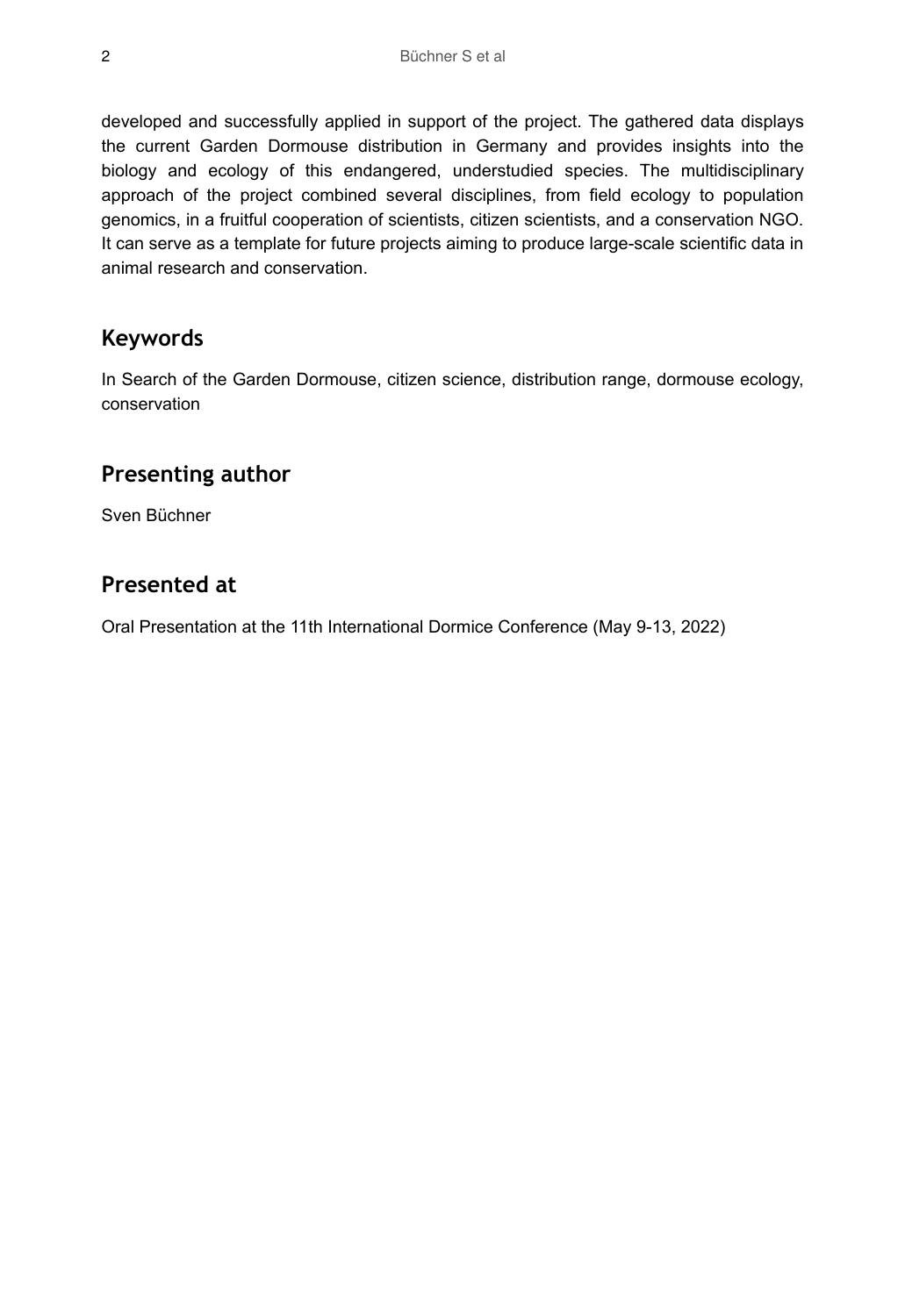developed and successfully applied in support of the project. The gathered data displays the current Garden Dormouse distribution in Germany and provides insights into the biology and ecology of this endangered, understudied species. The multidisciplinary approach of the project combined several disciplines, from field ecology to population genomics, in a fruitful cooperation of scientists, citizen scientists, and a conservation NGO. It can serve as a template for future projects aiming to produce large-scale scientific data in animal research and conservation.

## Keywords

In Search of the Garden Dormouse, citizen science, distribution range, dormouse ecology, conservation

## Presenting author

Sven Büchner

## Presented at

Oral Presentation at the 11th International Dormice Conference (May 9-13, 2022)